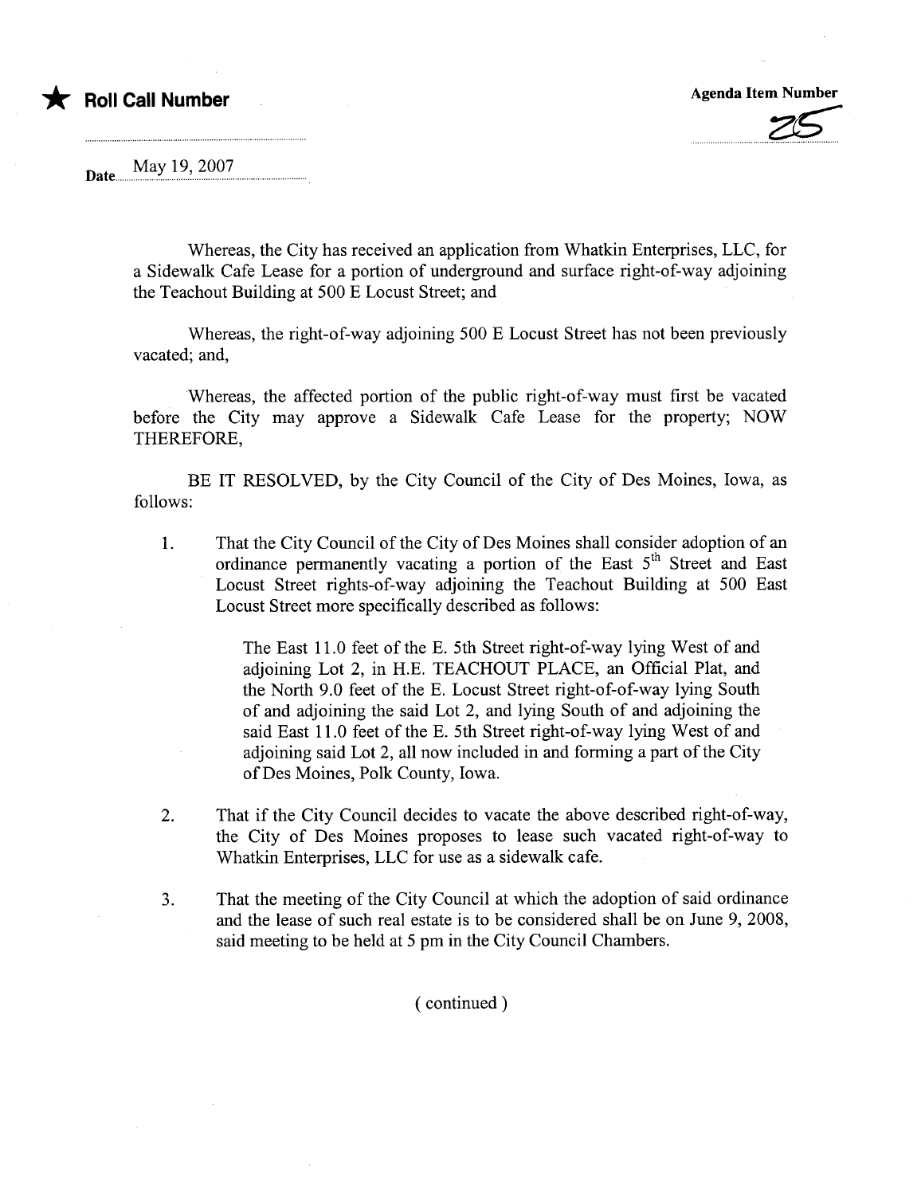★ **Roll Call Number**

**Agenda Item Number** 25

Date May 19, 2007

Whereas, the City has received an application from Whatkin Enterprises, LLC, for a Sidewalk Cafe Lease for a portion of underground and surface right-of-way adjoining the Teachout Building at 500 E Locust Street; and

Whereas, the right-of-way adjoining 500 E Locust Street has not been previously vacated; and,

Whereas, the affected portion of the public right-of-way must first be vacated before the City may approve a Sidewalk Cafe Lease for the property; NOW THEREFORE,

BE IT RESOLVED, by the City Council of the City of Des Moines, Iowa, as follows:

1. That the City Council of the City of Des Moines shall consider adoption of an ordinance permanently vacating a portion of the East 5th Street and East Locust Street rights-of-way adjoining the Teachout Building at 500 East Locust Street more specifically described as follows:

   The East 11.0 feet of the E. 5th Street right-of-way lying West of and adjoining Lot 2, in H.E. TEACHOUT PLACE, an Official Plat, and the North 9.0 feet of the E. Locust Street right-of-of-way lying South of and adjoining the said Lot 2, and lying South of and adjoining the said East 11.0 feet of the E. 5th Street right-of-way lying West of and adjoining said Lot 2, all now included in and forming a part of the City of Des Moines, Polk County, Iowa.

2. That if the City Council decides to vacate the above described right-of-way, the City of Des Moines proposes to lease such vacated right-of-way to Whatkin Enterprises, LLC for use as a sidewalk cafe.

3. That the meeting of the City Council at which the adoption of said ordinance and the lease of such real estate is to be considered shall be on June 9, 2008, said meeting to be held at 5 pm in the City Council Chambers.

( continued )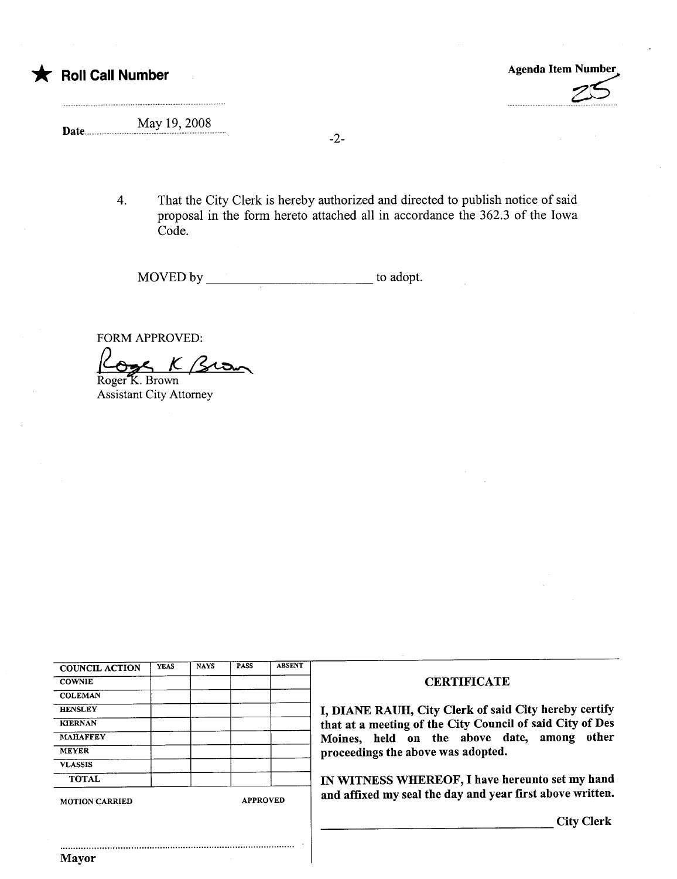★ **Roll Call Number**

Agenda Item Number 25

Date May 19, 2008

4. That the City Clerk is hereby authorized and directed to publish notice of said proposal in the form hereto attached all in accordance the 362.3 of the Iowa Code.

MOVED by ________________________ to adopt.

FORM APPROVED:

Roger K. Brown
Assistant City Attorney

| COUNCIL ACTION | YEAS | NAYS | PASS | ABSENT |
| --- | --- | --- | --- | --- |
| COWNIE | | | | |
| COLEMAN | | | | |
| HENSLEY | | | | |
| KIERNAN | | | | |
| MAHAFFEY | | | | |
| MEYER | | | | |
| VLASSIS | | | | |
| TOTAL | | | | |

MOTION CARRIED APPROVED

Mayor

**CERTIFICATE**

**I, DIANE RAUH, City Clerk of said City hereby certify that at a meeting of the City Council of said City of Des Moines, held on the above date, among other proceedings the above was adopted.**

**IN WITNESS WHEREOF, I have hereunto set my hand and affixed my seal the day and year first above written.**

________________________ **City Clerk**